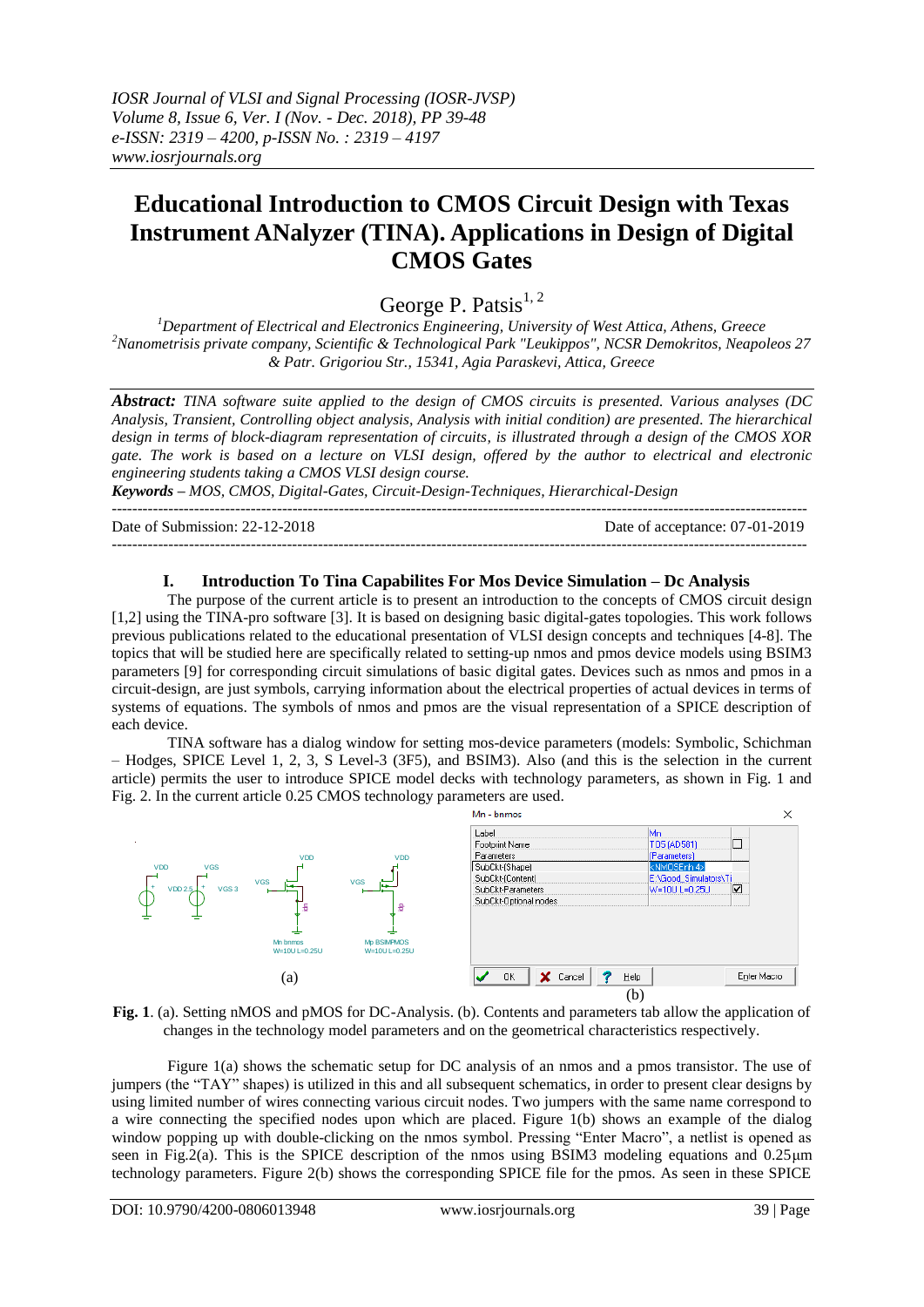# Educational Introduction to CMOS Circuit Design with Texas Instrument ANalyzer (TINA). Applications in Design of Digital CMOS Gates

George P. Patsis[1, 2]

[1]Department of Electrical and Electronics Engineering, University of West Attica, Athens, Greece
[2]Nanometrisis private company, Scientific & Technological Park "Leukippos", NCSR Demokritos, Neapoleos 27 & Patr. Grigoriou Str., 15341, Agia Paraskevi, Attica, Greece

***Abstract:*** *TINA software suite applied to the design of CMOS circuits is presented. Various analyses (DC Analysis, Transient, Controlling object analysis, Analysis with initial condition) are presented. The hierarchical design in terms of block-diagram representation of circuits, is illustrated through a design of the CMOS XOR gate. The work is based on a lecture on VLSI design, offered by the author to electrical and electronic engineering students taking a CMOS VLSI design course.*

***Keywords*** *– MOS, CMOS, Digital-Gates, Circuit-Design-Techniques, Hierarchical-Design*

---

Date of Submission: 22-12-2018 Date of acceptance: 07-01-2019

---

## I. Introduction To Tina Capabilites For Mos Device Simulation – Dc Analysis

The purpose of the current article is to present an introduction to the concepts of CMOS circuit design [1,2] using the TINA-pro software [3]. It is based on designing basic digital-gates topologies. This work follows previous publications related to the educational presentation of VLSI design concepts and techniques [4-8]. The topics that will be studied here are specifically related to setting-up nmos and pmos device models using BSIM3 parameters [9] for corresponding circuit simulations of basic digital gates. Devices such as nmos and pmos in a circuit-design, are just symbols, carrying information about the electrical properties of actual devices in terms of systems of equations. The symbols of nmos and pmos are the visual representation of a SPICE description of each device.

TINA software has a dialog window for setting mos-device parameters (models: Symbolic, Schichman – Hodges, SPICE Level 1, 2, 3, S Level-3 (3F5), and BSIM3). Also (and this is the selection in the current article) permits the user to introduce SPICE model decks with technology parameters, as shown in Fig. 1 and Fig. 2. In the current article 0.25 CMOS technology parameters are used.

**Fig. 1**. (a). Setting nMOS and pMOS for DC-Analysis. (b). Contents and parameters tab allow the application of changes in the technology model parameters and on the geometrical characteristics respectively.

Figure 1(a) shows the schematic setup for DC analysis of an nmos and a pmos transistor. The use of jumpers (the "TAY" shapes) is utilized in this and all subsequent schematics, in order to present clear designs by using limited number of wires connecting various circuit nodes. Two jumpers with the same name correspond to a wire connecting the specified nodes upon which are placed. Figure 1(b) shows an example of the dialog window popping up with double-clicking on the nmos symbol. Pressing "Enter Macro", a netlist is opened as seen in Fig.2(a). This is the SPICE description of the nmos using BSIM3 modeling equations and 0.25μm technology parameters. Figure 2(b) shows the corresponding SPICE file for the pmos. As seen in these SPICE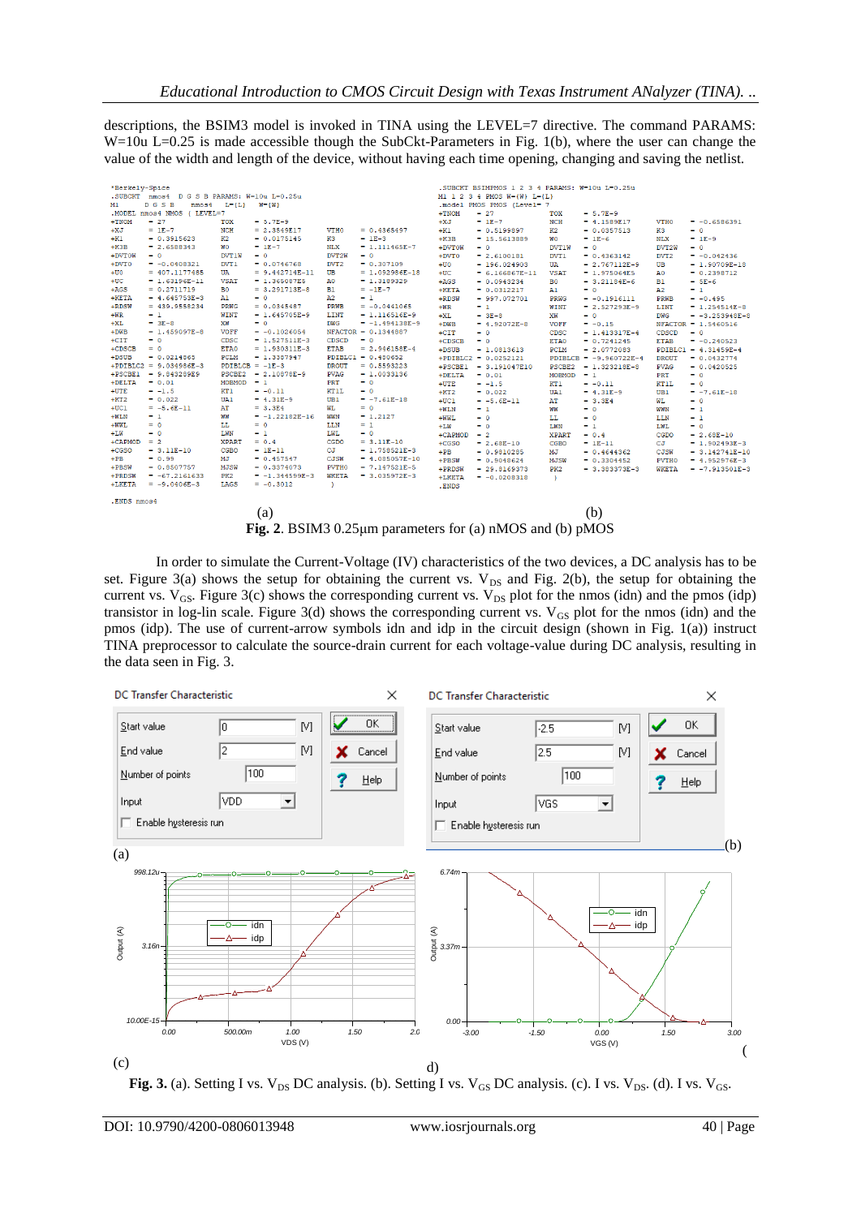descriptions, the BSIM3 model is invoked in TINA using the LEVEL=7 directive. The command PARAMS: W=10u L=0.25 is made accessible though the SubCkt-Parameters in Fig. 1(b), where the user can change the value of the width and length of the device, without having each time opening, changing and saving the netlist.

```
*Berkely-Spice
.SUBCKT  nmos4  D G S B PARAMS: W=10u L=0.25u
M1       D G S B   nmos4   L={L}    W={W}
.MODEL nmos4 NMOS ( LEVEL=7
+TNOM    = 27              TOX     = 5.7E-9
+XJ      = 1E-7            NCH     = 2.3549E17      VTH0    = 0.4365497
+K1      = 0.3915623       K2      = 0.0175145      K3      = 1E-3
+K3B     = 2.6588343       W0      = 1E-7           NLX     = 1.111465E-7
+DVT0W   = 0               DVT1W   = 0              DVT2W   = 0
+DVT0    = -0.0408321      DVT1    = 0.0746768      DVT2    = 0.307109
+U0      = 407.1177485     UA      = 9.442714E-11   UB      = 1.092986E-18
+UC      = 1.69196E-11     VSAT    = 1.369087E5     A0      = 1.3189329
+AGS     = 0.2711719       B0      = 3.291713E-8    B1      = -1E-7
+KETA    = 4.645753E-3     A1      = 0              A2      = 1
+RDSW    = 439.9558234     PRWG    = 0.0345487      PRWB    = -0.0441065
+WR      = 1               WINT    = 1.645705E-9    LINT    = 1.116516E-9
+XL      = 3E-8            XW      = 0              DWG     = -1.494138E-9
+DWB     = 1.459097E-8     VOFF    = -0.1026054     NFACTOR = 0.1344887
+CIT     = 0               CDSC    = 1.527511E-3    CDSCD   = 0
+CDSCB   = 0               ETA0    = 1.930311E-3    ETAB    = 2.946158E-4
+DSUB    = 0.0214365       PCLM    = 1.3307947      PDIBLC1 = 0.480652
+PDIBLC2 = 9.034986E-3     PDIBLCB = -1E-3          DROUT   = 0.5593223
+PSCBE1  = 9.843289E9      PSCBE2  = 2.10878E-9     PVAG    = 1.0033136
+DELTA   = 0.01            MOBMOD  = 1              PRT     = 0
+UTE     = -1.5            KT1     = -0.11          KT1L    = 0
+KT2     = 0.022           UA1     = 4.31E-9        UB1     = -7.61E-18
+UC1     = -5.6E-11        AT      = 3.3E4          WL      = 0
+WLN     = 1               WW      = -1.22182E-16   WWN     = 1.2127
+WWL     = 0               LL      = 0              LLN     = 1
+LW      = 0               LWN     = 1              LWL     = 0
+CAPMOD  = 2               XPART   = 0.4            CGDO    = 3.11E-10
+CGSO    = 3.11E-10        CGBO    = 1E-11          CJ      = 1.758521E-3
+PB      = 0.99            MJ      = 0.457547       CJSW    = 4.085057E-10
+PBSW    = 0.8507757       MJSW    = 0.3374073      PVTH0   = 7.187521E-5
+PRDSW   = -67.2161633     PK2     = -1.344559E-3   WKETA   = 3.035972E-3
+LKETA   = -9.0406E-3      LAGS    = -0.3012        )

.ENDS nmos4
```

```
.SUBCKT BSIMPMOS 1 2 3 4 PARAMS: W=10u L=0.25u
M1 1 2 3 4 PMOS W={W} L={L}
.model PMOS PMOS (Level= 7
+TNOM    = 27              TOX     = 5.7E-9
+XJ      = 1E-7            NCH     = 4.1589E17      VTH0    = -0.6586391
+K1      = 0.5199897       K2      = 0.0357513      K3      = 0
+K3B     = 15.5613889      W0      = 1E-6           NLX     = 1E-9
+DVT0W   = 0               DVT1W   = 0              DVT2W   = 0
+DVT0    = 2.6100181       DVT1    = 0.4363142      DVT2    = -0.042436
+U0      = 196.024903      UA      = 2.767112E-9    UB      = 1.90709E-18
+UC      = -6.166867E-11   VSAT    = 1.975064E5     A0      = 0.2398712
+AGS     = 0.0943234       B0      = 3.21184E-6     B1      = 5E-6
+KETA    = 0.0312217       A1      = 0              A2      = 1
+RDSW    = 997.072701      PRWG    = -0.1916111     PRWB    = -0.495
+WR      = 1               WINT    = 2.527293E-9    LINT    = 1.254514E-8
+XL      = 3E-8            XW      = 0              DWG     = -3.253948E-8
+DWB     = 4.92072E-8      VOFF    = -0.15          NFACTOR = 1.5460516
+CIT     = 0               CDSC    = 0.7241245      CDSCD   = 0
+CDSCB   = 0               ETA0    = 2.0772083      PDIBLC1 = 4.31459E-4
+DSUB    = 1.0813613       PCLM    = 2.0772083      DROUT   = 0.0432774
+PDIBLC2 = 0.0252121       PDIBLCB = -9.960722E-4   PVAG    = 0.0420525
+PSCBE1  = 3.191047E10     PSCBE2  = 1.323218E-8    PRT     = 0
+DELTA   = 0.01            MOBMOD  = 1              KT1L    = 0
+UTE     = -1.5            KT1     = -0.11          UB1     = -7.61E-18
+KT2     = 0.022           UA1     = 4.31E-9        WL      = 0
+UC1     = -5.6E-11        AT      = 3.3E4          WWN     = 1
+WLN     = 1               WW      = 0              LLN     = 1
+WWL     = 0               LL      = 0              LWL     = 0
+LW      = 0               LWN     = 1              CGDO    = 2.68E-10
+CAPMOD  = 2               XPART   = 0.4            CJ      = 1.902493E-3
+CGSO    = 2.68E-10        CGBO    = 1E-11          CJSW    = 3.142741E-10
+PB      = 0.9810285       MJ      = 0.4644362      PVTH0   = 4.952976E-3
+PBSW    = 0.5048624       MJSW    = 0.3304452      WKETA   = -7.913501E-3
+PRDSW   = 29.8169373      PK2     = 3.383373E-3
+LKETA   = -0.0208318      )
.ENDS
```

(a) (b)

**Fig. 2**. BSIM3 0.25μm parameters for (a) nMOS and (b) pMOS

In order to simulate the Current-Voltage (IV) characteristics of the two devices, a DC analysis has to be set. Figure 3(a) shows the setup for obtaining the current vs. $V_{DS}$ and Fig. 2(b), the setup for obtaining the current vs. $V_{GS}$. Figure 3(c) shows the corresponding current vs. $V_{DS}$ plot for the nmos (idn) and the pmos (idp) transistor in log-lin scale. Figure 3(d) shows the corresponding current vs. $V_{GS}$ plot for the nmos (idn) and the pmos (idp). The use of current-arrow symbols idn and idp in the circuit design (shown in Fig. 1(a)) instruct TINA preprocessor to calculate the source-drain current for each voltage-value during DC analysis, resulting in the data seen in Fig. 3.

(a) (b) (c) (d)

**Fig. 3.** (a). Setting I vs. $V_{DS}$ DC analysis. (b). Setting I vs. $V_{GS}$ DC analysis. (c). I vs. $V_{DS}$. (d). I vs. $V_{GS}$.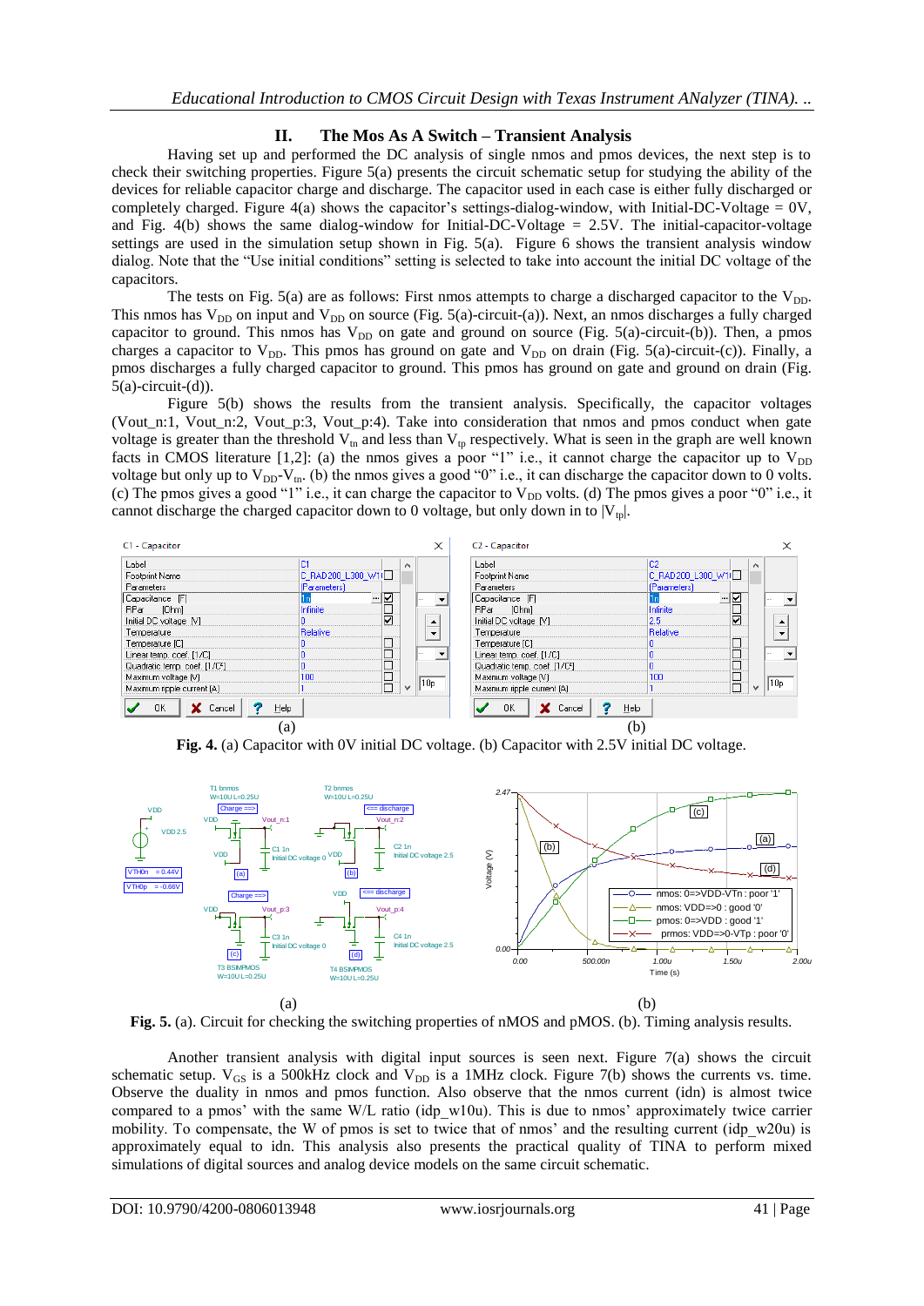## II. The Mos As A Switch – Transient Analysis

Having set up and performed the DC analysis of single nmos and pmos devices, the next step is to check their switching properties. Figure 5(a) presents the circuit schematic setup for studying the ability of the devices for reliable capacitor charge and discharge. The capacitor used in each case is either fully discharged or completely charged. Figure 4(a) shows the capacitor's settings-dialog-window, with Initial-DC-Voltage = 0V, and Fig. 4(b) shows the same dialog-window for Initial-DC-Voltage = 2.5V. The initial-capacitor-voltage settings are used in the simulation setup shown in Fig. 5(a). Figure 6 shows the transient analysis window dialog. Note that the "Use initial conditions" setting is selected to take into account the initial DC voltage of the capacitors.

The tests on Fig. 5(a) are as follows: First nmos attempts to charge a discharged capacitor to the $V_{DD}$. This nmos has $V_{DD}$ on input and $V_{DD}$ on source (Fig. 5(a)-circuit-(a)). Next, an nmos discharges a fully charged capacitor to ground. This nmos has $V_{DD}$ on gate and ground on source (Fig. 5(a)-circuit-(b)). Then, a pmos charges a capacitor to $V_{DD}$. This pmos has ground on gate and $V_{DD}$ on drain (Fig. 5(a)-circuit-(c)). Finally, a pmos discharges a fully charged capacitor to ground. This pmos has ground on gate and ground on drain (Fig. 5(a)-circuit-(d)).

Figure 5(b) shows the results from the transient analysis. Specifically, the capacitor voltages (Vout_n:1, Vout_n:2, Vout_p:3, Vout_p:4). Take into consideration that nmos and pmos conduct when gate voltage is greater than the threshold $V_{tn}$ and less than $V_{tp}$ respectively. What is seen in the graph are well known facts in CMOS literature [1,2]: (a) the nmos gives a poor "1" i.e., it cannot charge the capacitor up to $V_{DD}$ voltage but only up to $V_{DD}$-$V_{tn}$. (b) the nmos gives a good "0" i.e., it can discharge the capacitor down to 0 volts. (c) The pmos gives a good "1" i.e., it can charge the capacitor to $V_{DD}$ volts. (d) The pmos gives a poor "0" i.e., it cannot discharge the charged capacitor down to 0 voltage, but only down in to $|V_{tp}|$.

**Fig. 4.** (a) Capacitor with 0V initial DC voltage. (b) Capacitor with 2.5V initial DC voltage.

**Fig. 5.** (a). Circuit for checking the switching properties of nMOS and pMOS. (b). Timing analysis results.

Another transient analysis with digital input sources is seen next. Figure 7(a) shows the circuit schematic setup. $V_{GS}$ is a 500kHz clock and $V_{DD}$ is a 1MHz clock. Figure 7(b) shows the currents vs. time. Observe the duality in nmos and pmos function. Also observe that the nmos current (idn) is almost twice compared to a pmos' with the same W/L ratio (idp_w10u). This is due to nmos' approximately twice carrier mobility. To compensate, the W of pmos is set to twice that of nmos' and the resulting current (idp_w20u) is approximately equal to idn. This analysis also presents the practical quality of TINA to perform mixed simulations of digital sources and analog device models on the same circuit schematic.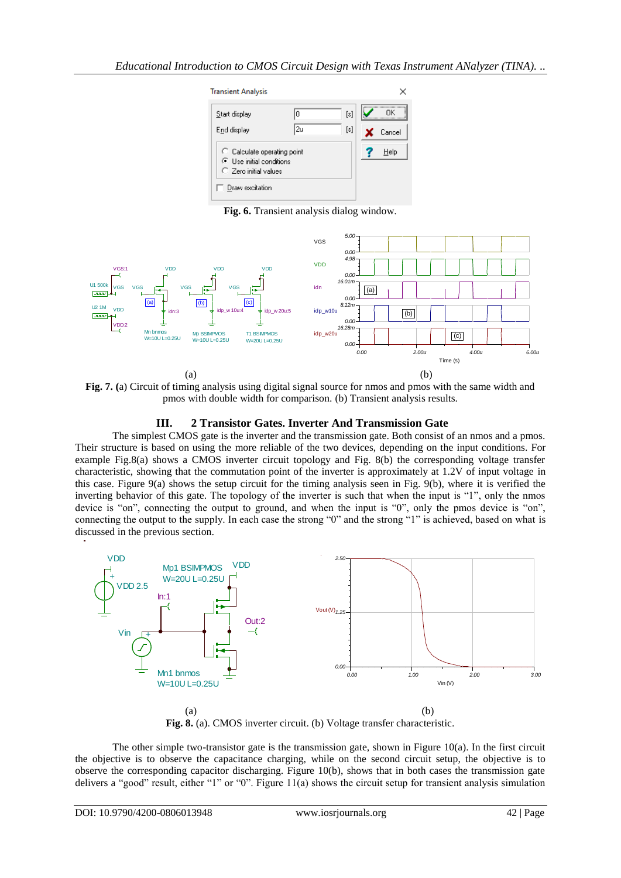**Fig. 6.** Transient analysis dialog window.

(a) (b)

**Fig. 7. (**a) Circuit of timing analysis using digital signal source for nmos and pmos with the same width and pmos with double width for comparison. (b) Transient analysis results.

## III. 2 Transistor Gates. Inverter And Transmission Gate

The simplest CMOS gate is the inverter and the transmission gate. Both consist of an nmos and a pmos. Their structure is based on using the more reliable of the two devices, depending on the input conditions. For example Fig.8(a) shows a CMOS inverter circuit topology and Fig. 8(b) the corresponding voltage transfer characteristic, showing that the commutation point of the inverter is approximately at 1.2V of input voltage in this case. Figure 9(a) shows the setup circuit for the timing analysis seen in Fig. 9(b), where it is verified the inverting behavior of this gate. The topology of the inverter is such that when the input is "1", only the nmos device is "on", connecting the output to ground, and when the input is "0", only the pmos device is "on", connecting the output to the supply. In each case the strong "0" and the strong "1" is achieved, based on what is discussed in the previous section.

(a) (b)

**Fig. 8.** (a). CMOS inverter circuit. (b) Voltage transfer characteristic.

The other simple two-transistor gate is the transmission gate, shown in Figure 10(a). In the first circuit the objective is to observe the capacitance charging, while on the second circuit setup, the objective is to observe the corresponding capacitor discharging. Figure 10(b), shows that in both cases the transmission gate delivers a "good" result, either "1" or "0". Figure 11(a) shows the circuit setup for transient analysis simulation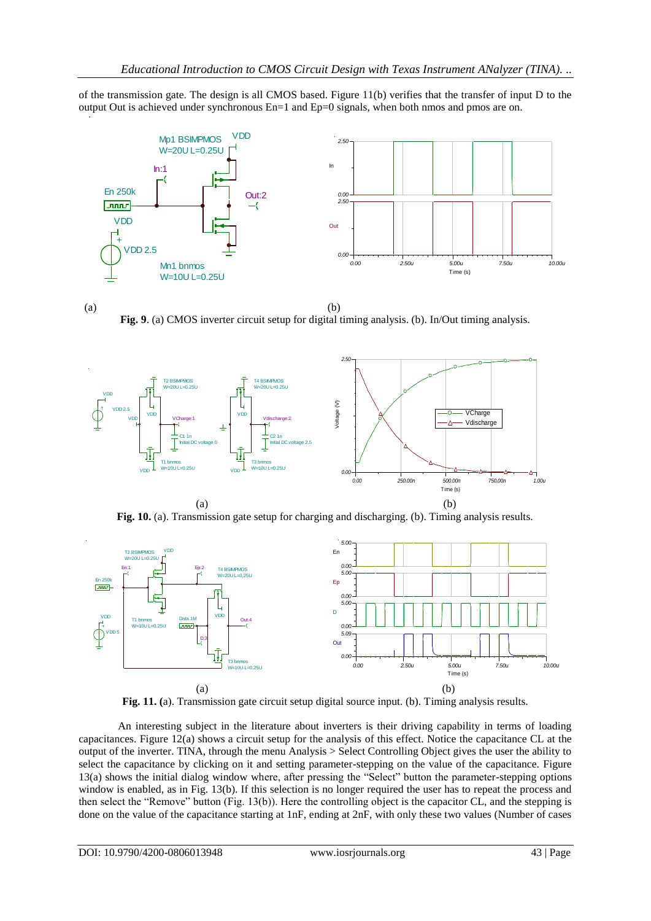of the transmission gate. The design is all CMOS based. Figure 11(b) verifies that the transfer of input D to the output Out is achieved under synchronous En=1 and Ep=0 signals, when both nmos and pmos are on.

(a) (b)

**Fig. 9**. (a) CMOS inverter circuit setup for digital timing analysis. (b). In/Out timing analysis.

(a) (b)

**Fig. 10.** (a). Transmission gate setup for charging and discharging. (b). Timing analysis results.

(a) (b)

**Fig. 11.** (a). Transmission gate circuit setup digital source input. (b). Timing analysis results.

An interesting subject in the literature about inverters is their driving capability in terms of loading capacitances. Figure 12(a) shows a circuit setup for the analysis of this effect. Notice the capacitance CL at the output of the inverter. TINA, through the menu Analysis > Select Controlling Object gives the user the ability to select the capacitance by clicking on it and setting parameter-stepping on the value of the capacitance. Figure 13(a) shows the initial dialog window where, after pressing the "Select" button the parameter-stepping options window is enabled, as in Fig. 13(b). If this selection is no longer required the user has to repeat the process and then select the "Remove" button (Fig. 13(b)). Here the controlling object is the capacitor CL, and the stepping is done on the value of the capacitance starting at 1nF, ending at 2nF, with only these two values (Number of cases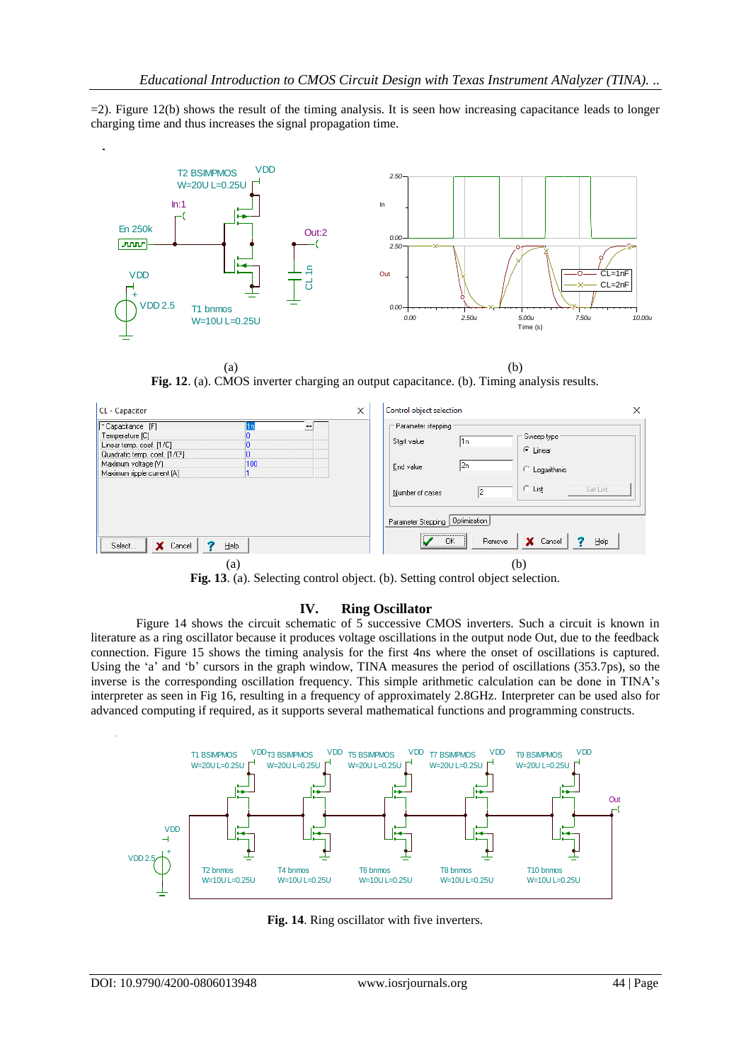=2). Figure 12(b) shows the result of the timing analysis. It is seen how increasing capacitance leads to longer charging time and thus increases the signal propagation time.

(a) (b)

**Fig. 12**. (a). CMOS inverter charging an output capacitance. (b). Timing analysis results.

(a) (b)

**Fig. 13**. (a). Selecting control object. (b). Setting control object selection.

## IV. Ring Oscillator

Figure 14 shows the circuit schematic of 5 successive CMOS inverters. Such a circuit is known in literature as a ring oscillator because it produces voltage oscillations in the output node Out, due to the feedback connection. Figure 15 shows the timing analysis for the first 4ns where the onset of oscillations is captured. Using the 'a' and 'b' cursors in the graph window, TINA measures the period of oscillations (353.7ps), so the inverse is the corresponding oscillation frequency. This simple arithmetic calculation can be done in TINA's interpreter as seen in Fig 16, resulting in a frequency of approximately 2.8GHz. Interpreter can be used also for advanced computing if required, as it supports several mathematical functions and programming constructs.

**Fig. 14**. Ring oscillator with five inverters.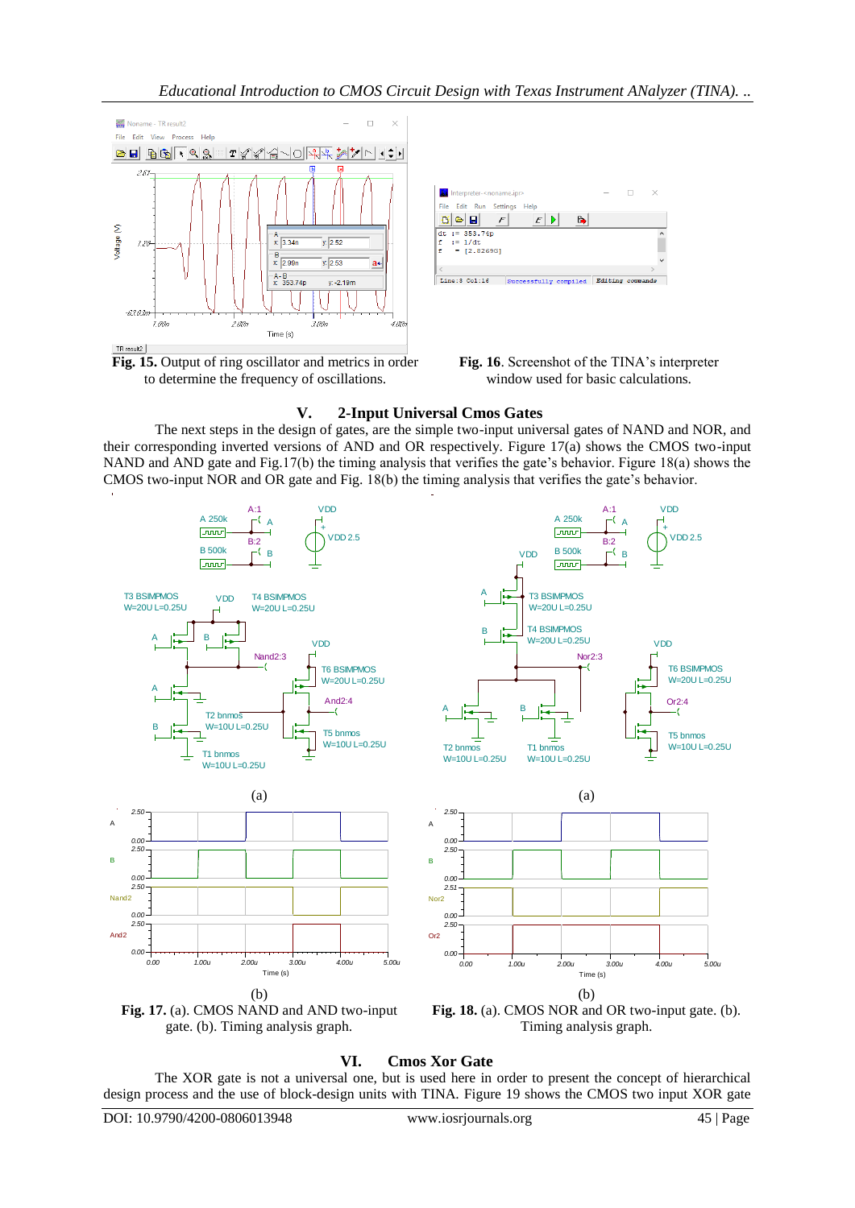Fig. 15. Output of ring oscillator and metrics in order to determine the frequency of oscillations.

Fig. 16. Screenshot of the TINA's interpreter window used for basic calculations.

## V. 2-Input Universal Cmos Gates

The next steps in the design of gates, are the simple two-input universal gates of NAND and NOR, and their corresponding inverted versions of AND and OR respectively. Figure 17(a) shows the CMOS two-input NAND and AND gate and Fig.17(b) the timing analysis that verifies the gate's behavior. Figure 18(a) shows the CMOS two-input NOR and OR gate and Fig. 18(b) the timing analysis that verifies the gate's behavior.

**Fig. 17.** (a). CMOS NAND and AND two-input gate. (b). Timing analysis graph.

**Fig. 18.** (a). CMOS NOR and OR two-input gate. (b). Timing analysis graph.

## VI. Cmos Xor Gate

The XOR gate is not a universal one, but is used here in order to present the concept of hierarchical design process and the use of block-design units with TINA. Figure 19 shows the CMOS two input XOR gate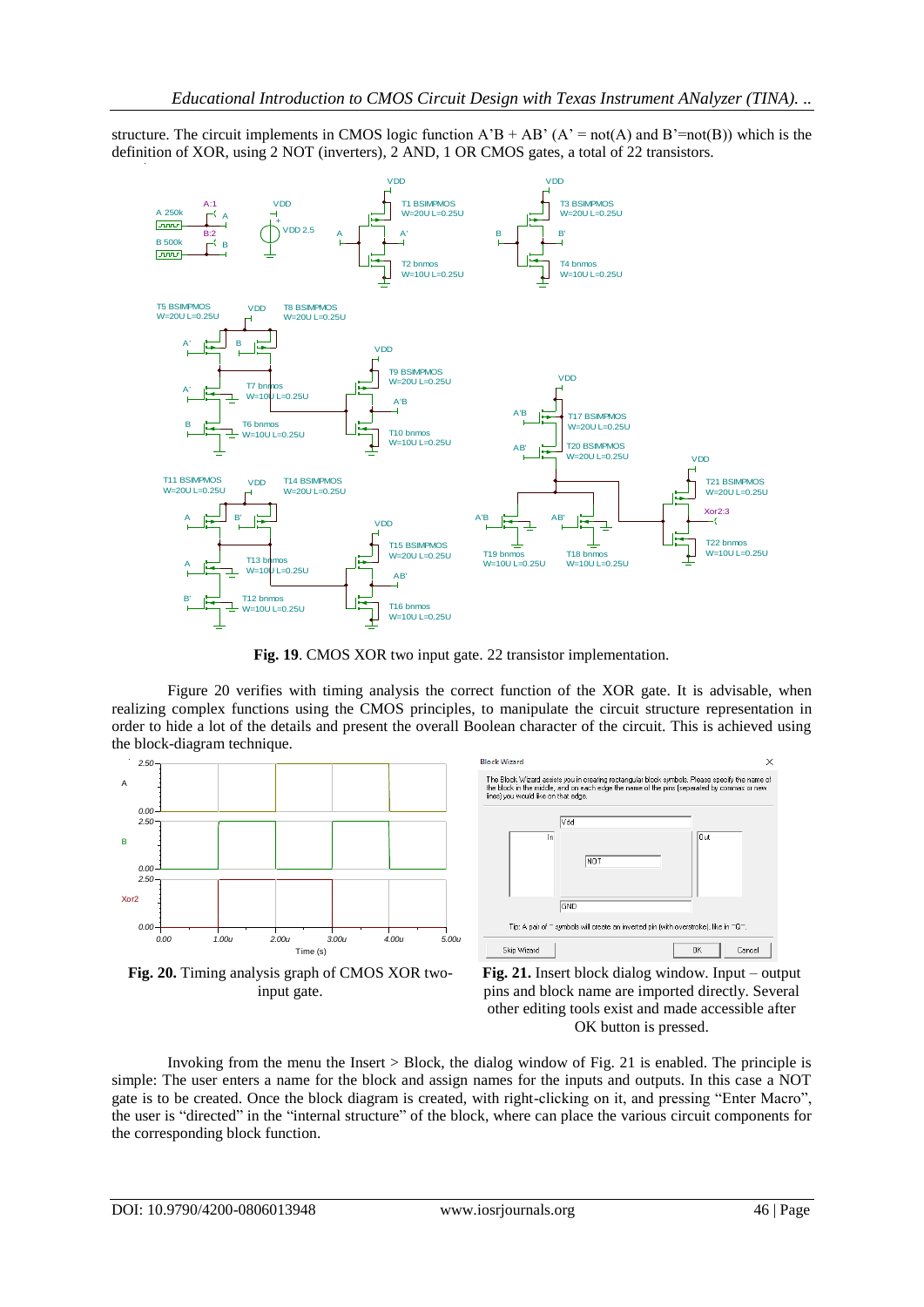structure. The circuit implements in CMOS logic function A'B + AB' (A' = not(A) and B'=not(B)) which is the definition of XOR, using 2 NOT (inverters), 2 AND, 1 OR CMOS gates, a total of 22 transistors.

**Fig. 19**. CMOS XOR two input gate. 22 transistor implementation.

Figure 20 verifies with timing analysis the correct function of the XOR gate. It is advisable, when realizing complex functions using the CMOS principles, to manipulate the circuit structure representation in order to hide a lot of the details and present the overall Boolean character of the circuit. This is achieved using the block-diagram technique.

**Fig. 20.** Timing analysis graph of CMOS XOR two-input gate.

**Fig. 21.** Insert block dialog window. Input – output pins and block name are imported directly. Several other editing tools exist and made accessible after OK button is pressed.

Invoking from the menu the Insert > Block, the dialog window of Fig. 21 is enabled. The principle is simple: The user enters a name for the block and assign names for the inputs and outputs. In this case a NOT gate is to be created. Once the block diagram is created, with right-clicking on it, and pressing "Enter Macro", the user is "directed" in the "internal structure" of the block, where can place the various circuit components for the corresponding block function.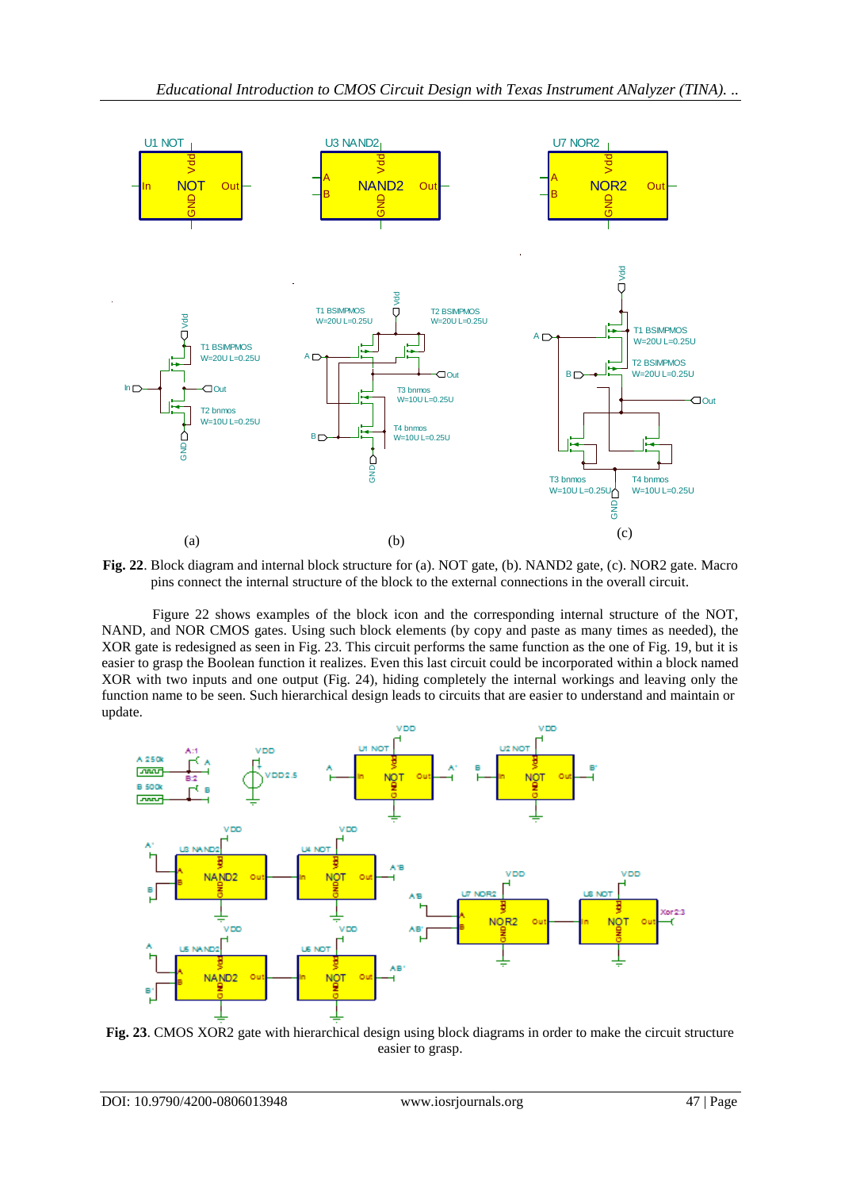**Fig. 22**. Block diagram and internal block structure for (a). NOT gate, (b). NAND2 gate, (c). NOR2 gate. Macro pins connect the internal structure of the block to the external connections in the overall circuit.

Figure 22 shows examples of the block icon and the corresponding internal structure of the NOT, NAND, and NOR CMOS gates. Using such block elements (by copy and paste as many times as needed), the XOR gate is redesigned as seen in Fig. 23. This circuit performs the same function as the one of Fig. 19, but it is easier to grasp the Boolean function it realizes. Even this last circuit could be incorporated within a block named XOR with two inputs and one output (Fig. 24), hiding completely the internal workings and leaving only the function name to be seen. Such hierarchical design leads to circuits that are easier to understand and maintain or update.

**Fig. 23**. CMOS XOR2 gate with hierarchical design using block diagrams in order to make the circuit structure easier to grasp.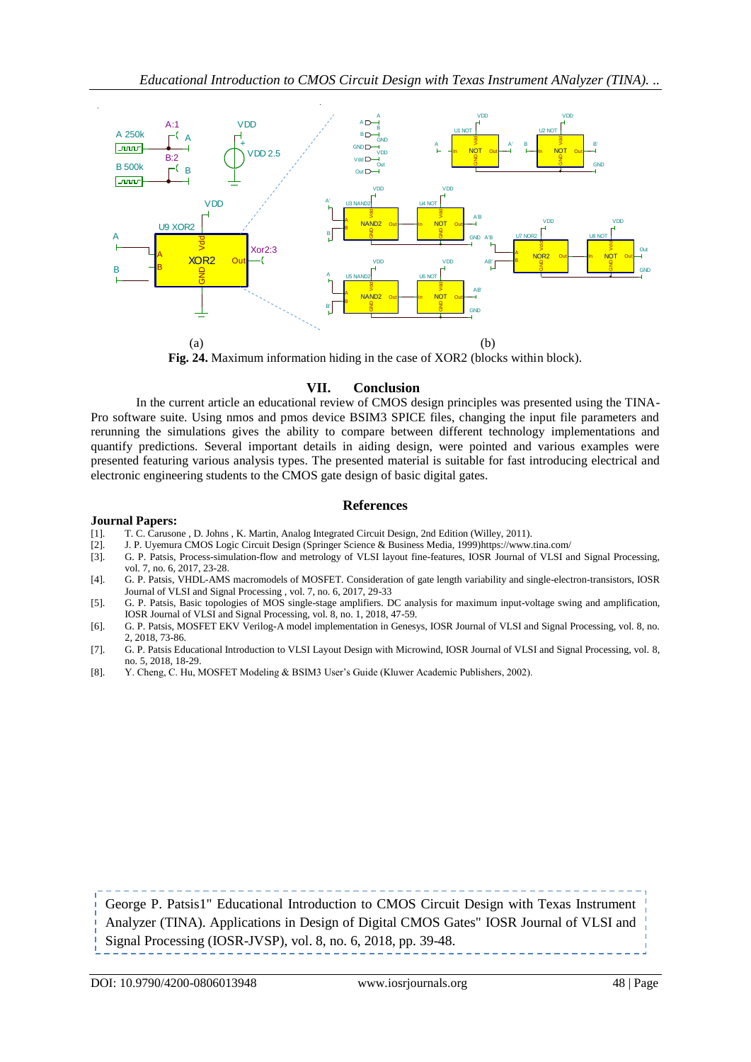(a) (b)

**Fig. 24.** Maximum information hiding in the case of XOR2 (blocks within block).

## VII. Conclusion

In the current article an educational review of CMOS design principles was presented using the TINA-Pro software suite. Using nmos and pmos device BSIM3 SPICE files, changing the input file parameters and rerunning the simulations gives the ability to compare between different technology implementations and quantify predictions. Several important details in aiding design, were pointed and various examples were presented featuring various analysis types. The presented material is suitable for fast introducing electrical and electronic engineering students to the CMOS gate design of basic digital gates.

## References

**Journal Papers:**

[1]. T. C. Carusone , D. Johns , K. Martin, Analog Integrated Circuit Design, 2nd Edition (Willey, 2011).

[2]. J. P. Uyemura CMOS Logic Circuit Design (Springer Science & Business Media, 1999)https://www.tina.com/

[3]. G. P. Patsis, Process-simulation-flow and metrology of VLSI layout fine-features, IOSR Journal of VLSI and Signal Processing, vol. 7, no. 6, 2017, 23-28.

[4]. G. P. Patsis, VHDL-AMS macromodels of MOSFET. Consideration of gate length variability and single-electron-transistors, IOSR Journal of VLSI and Signal Processing , vol. 7, no. 6, 2017, 29-33

[5]. G. P. Patsis, Basic topologies of MOS single-stage amplifiers. DC analysis for maximum input-voltage swing and amplification, IOSR Journal of VLSI and Signal Processing, vol. 8, no. 1, 2018, 47-59.

[6]. G. P. Patsis, MOSFET EKV Verilog-A model implementation in Genesys, IOSR Journal of VLSI and Signal Processing, vol. 8, no. 2, 2018, 73-86.

[7]. G. P. Patsis Educational Introduction to VLSI Layout Design with Microwind, IOSR Journal of VLSI and Signal Processing, vol. 8, no. 5, 2018, 18-29.

[8]. Y. Cheng, C. Hu, MOSFET Modeling & BSIM3 User's Guide (Kluwer Academic Publishers, 2002).

George P. Patsis1" Educational Introduction to CMOS Circuit Design with Texas Instrument Analyzer (TINA). Applications in Design of Digital CMOS Gates" IOSR Journal of VLSI and Signal Processing (IOSR-JVSP), vol. 8, no. 6, 2018, pp. 39-48.